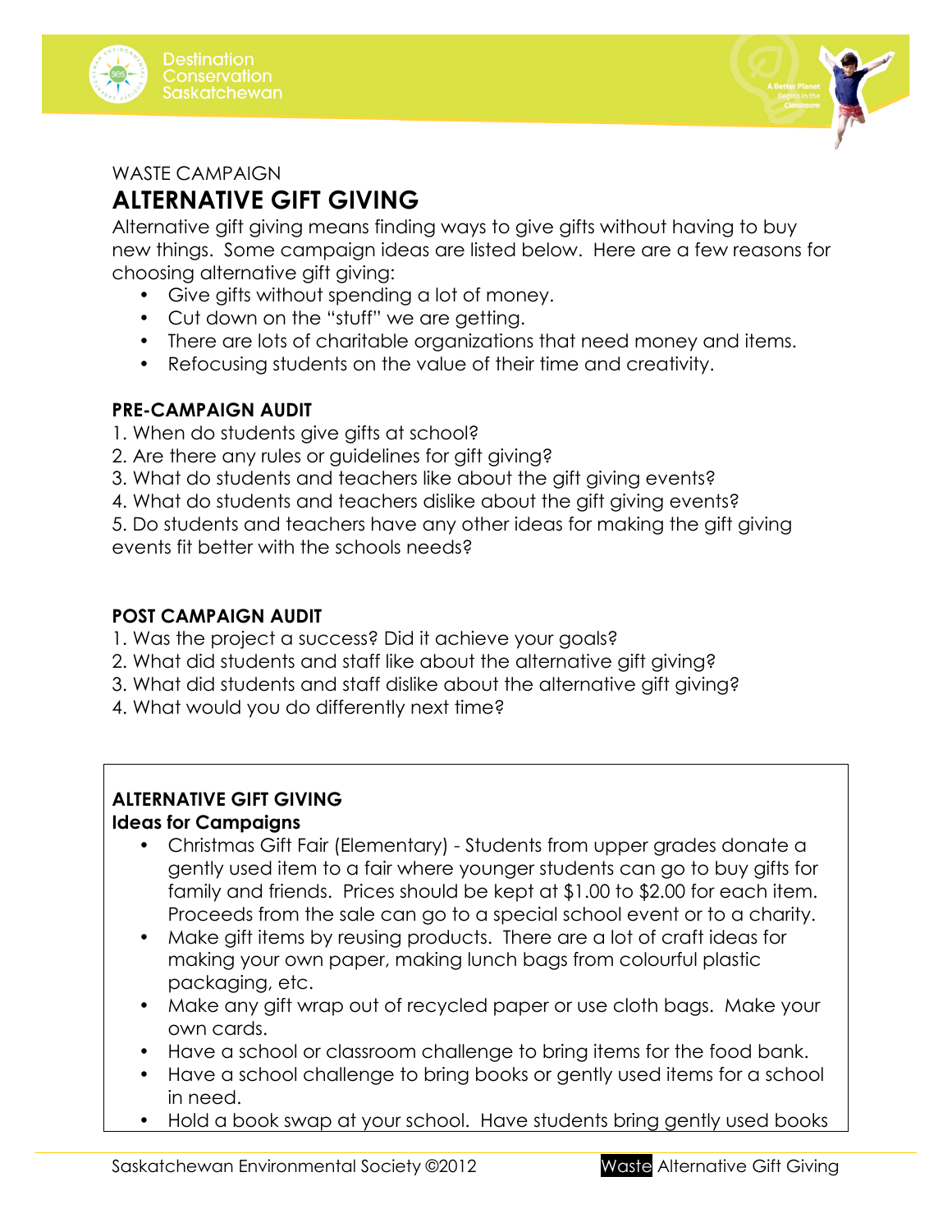WASTE CAMPAIGN

# ALTERNATIVE GIFT GIVING

Alternative gift giving means finding ways to give gifts without having to buy new things. Some campaign ideas are listed below. Here are a few reasons for choosing alternative gift giving:

- Give gifts without spending a lot of money.
- Cut down on the "stuff" we are getting.
- There are lots of charitable organizations that need money and items.
- Refocusing students on the value of their time and creativity.

## PRE-CAMPAIGN AUDIT

1. When do students give gifts at school?
2. Are there any rules or guidelines for gift giving?
3. What do students and teachers like about the gift giving events?
4. What do students and teachers dislike about the gift giving events?
5. Do students and teachers have any other ideas for making the gift giving events fit better with the schools needs?

## POST CAMPAIGN AUDIT

1. Was the project a success? Did it achieve your goals?
2. What did students and staff like about the alternative gift giving?
3. What did students and staff dislike about the alternative gift giving?
4. What would you do differently next time?

## ALTERNATIVE GIFT GIVING

### Ideas for Campaigns

- Christmas Gift Fair (Elementary) - Students from upper grades donate a gently used item to a fair where younger students can go to buy gifts for family and friends. Prices should be kept at $1.00 to $2.00 for each item. Proceeds from the sale can go to a special school event or to a charity.
- Make gift items by reusing products. There are a lot of craft ideas for making your own paper, making lunch bags from colourful plastic packaging, etc.
- Make any gift wrap out of recycled paper or use cloth bags. Make your own cards.
- Have a school or classroom challenge to bring items for the food bank.
- Have a school challenge to bring books or gently used items for a school in need.
- Hold a book swap at your school. Have students bring gently used books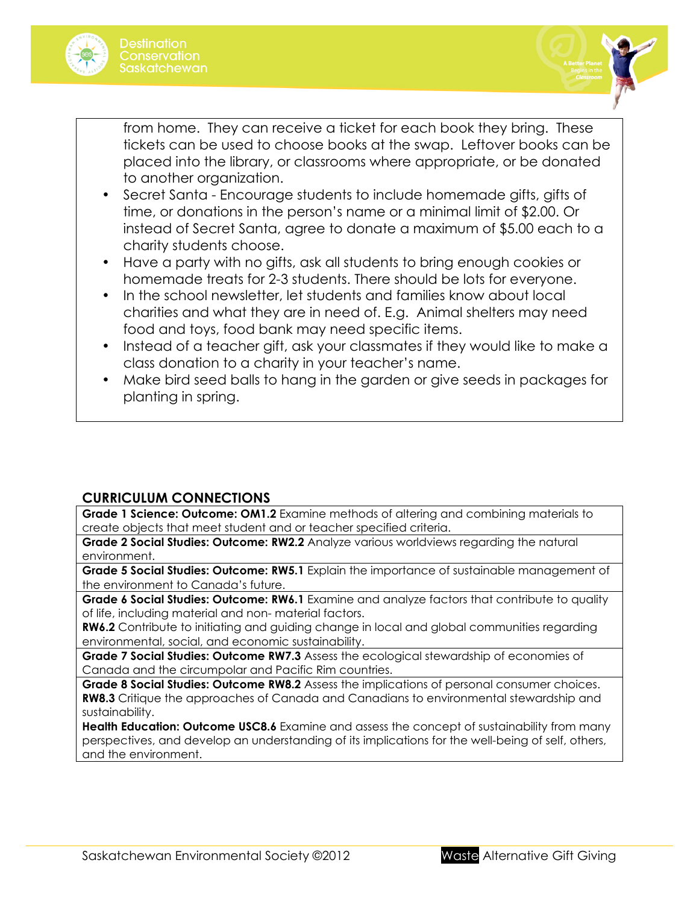from home. They can receive a ticket for each book they bring. These tickets can be used to choose books at the swap. Leftover books can be placed into the library, or classrooms where appropriate, or be donated to another organization.

- Secret Santa - Encourage students to include homemade gifts, gifts of time, or donations in the person's name or a minimal limit of $2.00. Or instead of Secret Santa, agree to donate a maximum of $5.00 each to a charity students choose.
- Have a party with no gifts, ask all students to bring enough cookies or homemade treats for 2-3 students. There should be lots for everyone.
- In the school newsletter, let students and families know about local charities and what they are in need of. E.g. Animal shelters may need food and toys, food bank may need specific items.
- Instead of a teacher gift, ask your classmates if they would like to make a class donation to a charity in your teacher's name.
- Make bird seed balls to hang in the garden or give seeds in packages for planting in spring.

## CURRICULUM CONNECTIONS

| |
|---|
| **Grade 1 Science: Outcome: OM1.2** Examine methods of altering and combining materials to create objects that meet student and or teacher specified criteria. |
| **Grade 2 Social Studies: Outcome: RW2.2** Analyze various worldviews regarding the natural environment. |
| **Grade 5 Social Studies: Outcome: RW5.1** Explain the importance of sustainable management of the environment to Canada's future. |
| **Grade 6 Social Studies: Outcome: RW6.1** Examine and analyze factors that contribute to quality of life, including material and non- material factors.<br>**RW6.2** Contribute to initiating and guiding change in local and global communities regarding environmental, social, and economic sustainability. |
| **Grade 7 Social Studies: Outcome RW7.3** Assess the ecological stewardship of economies of Canada and the circumpolar and Pacific Rim countries. |
| **Grade 8 Social Studies: Outcome RW8.2** Assess the implications of personal consumer choices.<br>**RW8.3** Critique the approaches of Canada and Canadians to environmental stewardship and sustainability.<br>**Health Education: Outcome USC8.6** Examine and assess the concept of sustainability from many perspectives, and develop an understanding of its implications for the well-being of self, others, and the environment. |